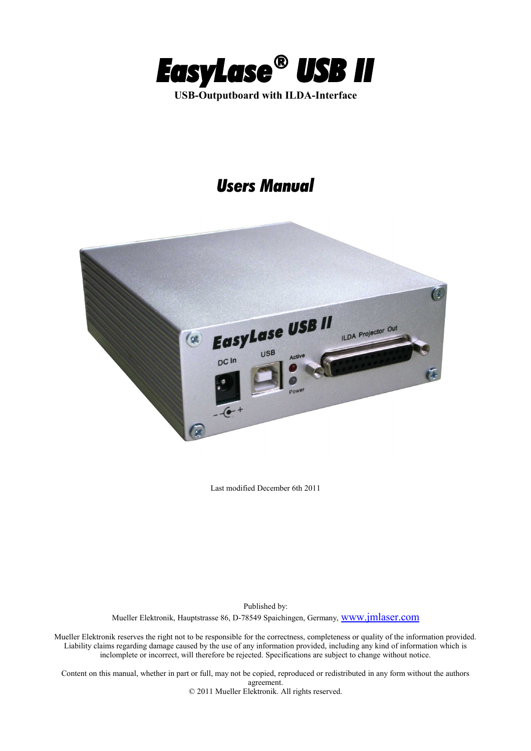# *EasyLase® USB II*

**USB-Outputboard with ILDA-Interface**

## *Users Manual*

Last modified December 6th 2011

Published by:
Mueller Elektronik, Hauptstrasse 86, D-78549 Spaichingen, Germany, www.jmlaser.com

Mueller Elektronik reserves the right not to be responsible for the correctness, completeness or quality of the information provided. Liability claims regarding damage caused by the use of any information provided, including any kind of information which is inclomplete or incorrect, will therefore be rejected. Specifications are subject to change without notice.

Content on this manual, whether in part or full, may not be copied, reproduced or redistributed in any form without the authors agreement.
© 2011 Mueller Elektronik. All rights reserved.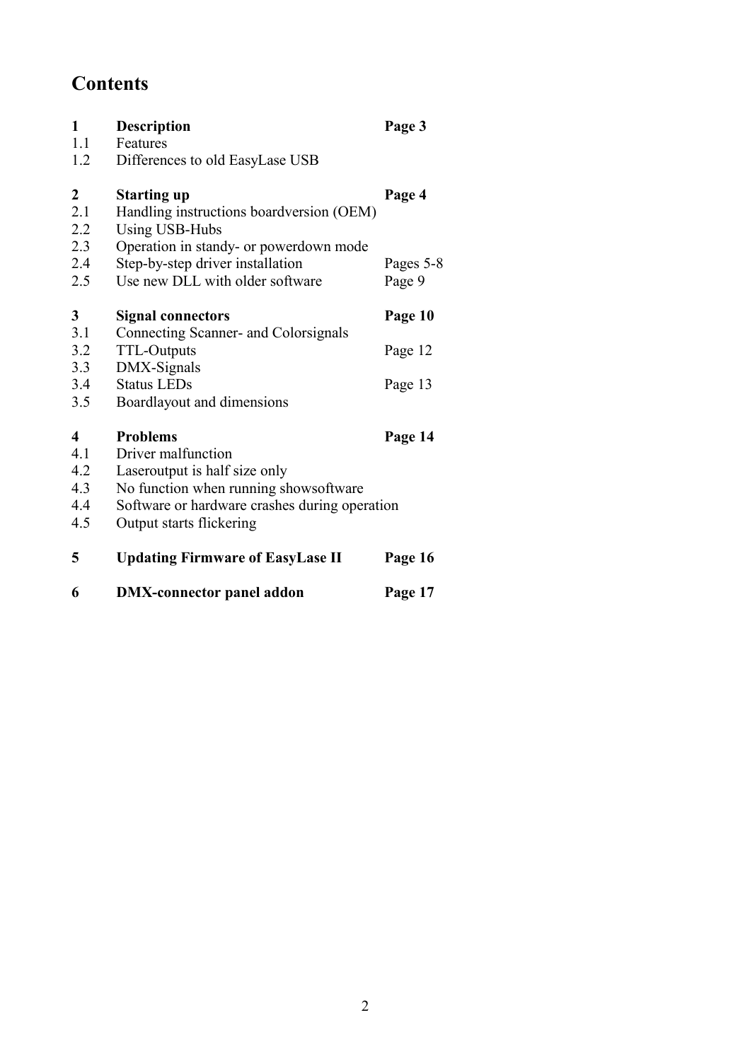# Contents

| | | |
|---|---|---|
| **1** | **Description** | **Page 3** |
| 1.1 | Features | |
| 1.2 | Differences to old EasyLase USB | |
| | | |
| **2** | **Starting up** | **Page 4** |
| 2.1 | Handling instructions boardversion (OEM) | |
| 2.2 | Using USB-Hubs | |
| 2.3 | Operation in standy- or powerdown mode | |
| 2.4 | Step-by-step driver installation | Pages 5-8 |
| 2.5 | Use new DLL with older software | Page 9 |
| | | |
| **3** | **Signal connectors** | **Page 10** |
| 3.1 | Connecting Scanner- and Colorsignals | |
| 3.2 | TTL-Outputs | Page 12 |
| 3.3 | DMX-Signals | |
| 3.4 | Status LEDs | Page 13 |
| 3.5 | Boardlayout and dimensions | |
| | | |
| **4** | **Problems** | **Page 14** |
| 4.1 | Driver malfunction | |
| 4.2 | Laseroutput is half size only | |
| 4.3 | No function when running showsoftware | |
| 4.4 | Software or hardware crashes during operation | |
| 4.5 | Output starts flickering | |
| | | |
| **5** | **Updating Firmware of EasyLase II** | **Page 16** |
| | | |
| **6** | **DMX-connector panel addon** | **Page 17** |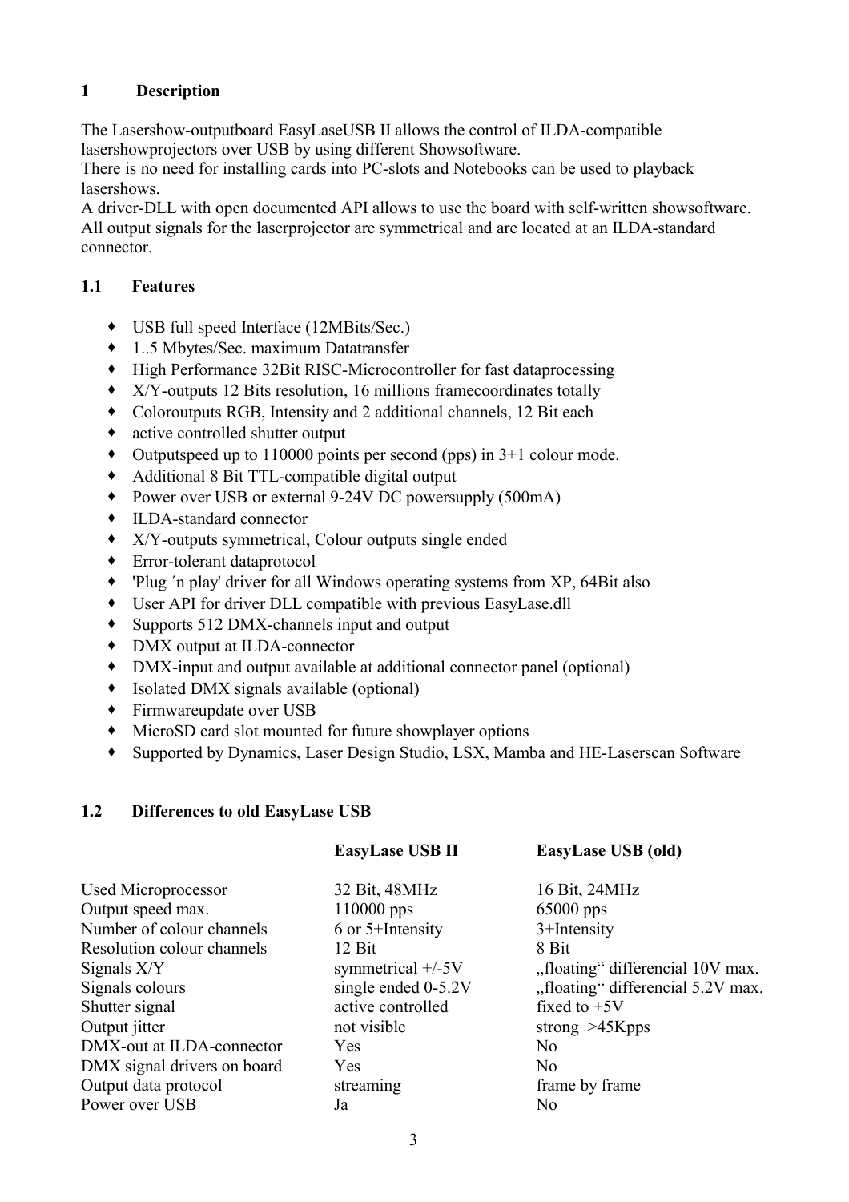# 1 Description

The Lasershow-outputboard EasyLaseUSB II allows the control of ILDA-compatible lasershowprojectors over USB by using different Showsoftware.
There is no need for installing cards into PC-slots and Notebooks can be used to playback lasershows.
A driver-DLL with open documented API allows to use the board with self-written showsoftware.
All output signals for the laserprojector are symmetrical and are located at an ILDA-standard connector.

## 1.1 Features

- USB full speed Interface (12MBits/Sec.)
- 1..5 Mbytes/Sec. maximum Datatransfer
- High Performance 32Bit RISC-Microcontroller for fast dataprocessing
- X/Y-outputs 12 Bits resolution, 16 millions framecoordinates totally
- Coloroutputs RGB, Intensity and 2 additional channels, 12 Bit each
- active controlled shutter output
- Outputspeed up to 110000 points per second (pps) in 3+1 colour mode.
- Additional 8 Bit TTL-compatible digital output
- Power over USB or external 9-24V DC powersupply (500mA)
- ILDA-standard connector
- X/Y-outputs symmetrical, Colour outputs single ended
- Error-tolerant dataprotocol
- 'Plug ´n play' driver for all Windows operating systems from XP, 64Bit also
- User API for driver DLL compatible with previous EasyLase.dll
- Supports 512 DMX-channels input and output
- DMX output at ILDA-connector
- DMX-input and output available at additional connector panel (optional)
- Isolated DMX signals available (optional)
- Firmwareupdate over USB
- MicroSD card slot mounted for future showplayer options
- Supported by Dynamics, Laser Design Studio, LSX, Mamba and HE-Laserscan Software

## 1.2 Differences to old EasyLase USB

| | EasyLase USB II | EasyLase USB (old) |
|---|---|---|
| Used Microprocessor | 32 Bit, 48MHz | 16 Bit, 24MHz |
| Output speed max. | 110000 pps | 65000 pps |
| Number of colour channels | 6 or 5+Intensity | 3+Intensity |
| Resolution colour channels | 12 Bit | 8 Bit |
| Signals X/Y | symmetrical +/-5V | „floating“ differencial 10V max. |
| Signals colours | single ended 0-5.2V | „floating“ differencial 5.2V max. |
| Shutter signal | active controlled | fixed to +5V |
| Output jitter | not visible | strong >45Kpps |
| DMX-out at ILDA-connector | Yes | No |
| DMX signal drivers on board | Yes | No |
| Output data protocol | streaming | frame by frame |
| Power over USB | Ja | No |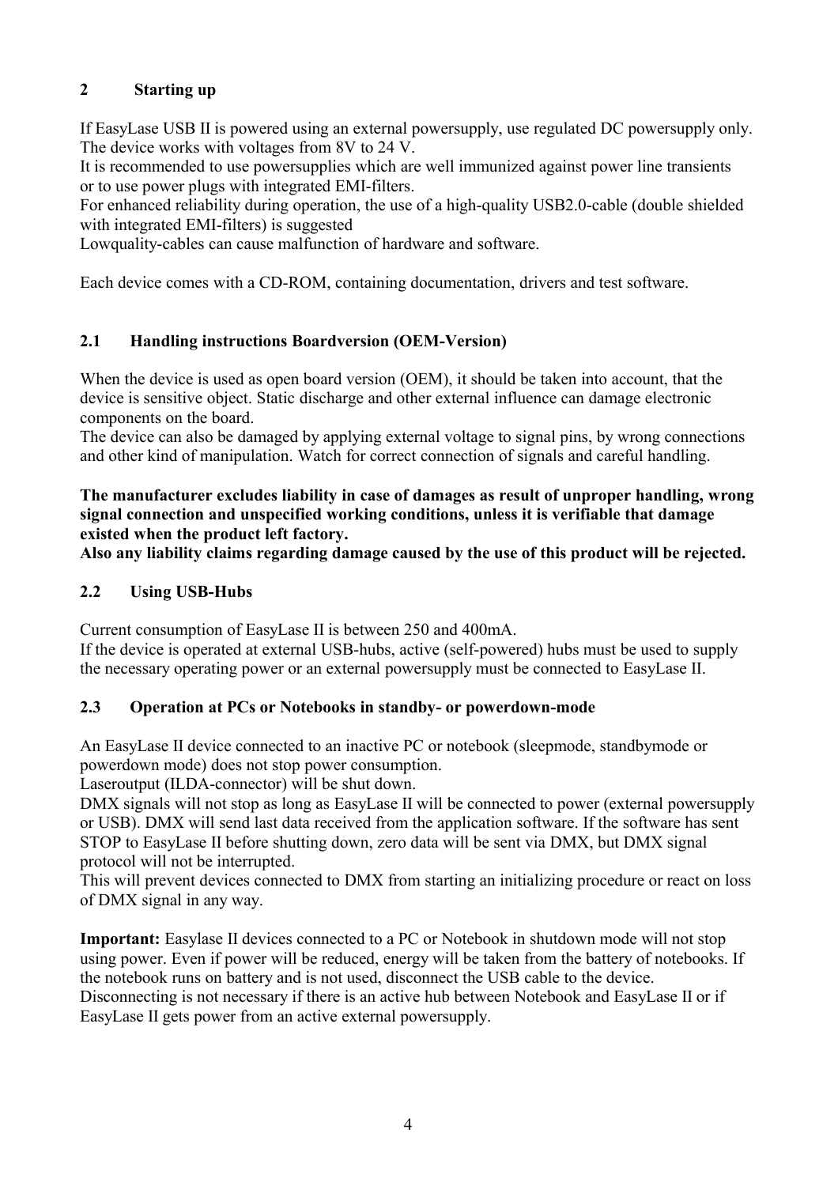## 2 Starting up

If EasyLase USB II is powered using an external powersupply, use regulated DC powersupply only. The device works with voltages from 8V to 24 V.
It is recommended to use powersupplies which are well immunized against power line transients or to use power plugs with integrated EMI-filters.
For enhanced reliability during operation, the use of a high-quality USB2.0-cable (double shielded with integrated EMI-filters) is suggested
Lowquality-cables can cause malfunction of hardware and software.

Each device comes with a CD-ROM, containing documentation, drivers and test software.

### 2.1 Handling instructions Boardversion (OEM-Version)

When the device is used as open board version (OEM), it should be taken into account, that the device is sensitive object. Static discharge and other external influence can damage electronic components on the board.
The device can also be damaged by applying external voltage to signal pins, by wrong connections and other kind of manipulation. Watch for correct connection of signals and careful handling.

**The manufacturer excludes liability in case of damages as result of unproper handling, wrong signal connection and unspecified working conditions, unless it is verifiable that damage existed when the product left factory.**
**Also any liability claims regarding damage caused by the use of this product will be rejected.**

### 2.2 Using USB-Hubs

Current consumption of EasyLase II is between 250 and 400mA.
If the device is operated at external USB-hubs, active (self-powered) hubs must be used to supply the necessary operating power or an external powersupply must be connected to EasyLase II.

### 2.3 Operation at PCs or Notebooks in standby- or powerdown-mode

An EasyLase II device connected to an inactive PC or notebook (sleepmode, standbymode or powerdown mode) does not stop power consumption.
Laseroutput (ILDA-connector) will be shut down.
DMX signals will not stop as long as EasyLase II will be connected to power (external powersupply or USB). DMX will send last data received from the application software. If the software has sent STOP to EasyLase II before shutting down, zero data will be sent via DMX, but DMX signal protocol will not be interrupted.
This will prevent devices connected to DMX from starting an initializing procedure or react on loss of DMX signal in any way.

**Important:** Easylase II devices connected to a PC or Notebook in shutdown mode will not stop using power. Even if power will be reduced, energy will be taken from the battery of notebooks. If the notebook runs on battery and is not used, disconnect the USB cable to the device.
Disconnecting is not necessary if there is an active hub between Notebook and EasyLase II or if EasyLase II gets power from an active external powersupply.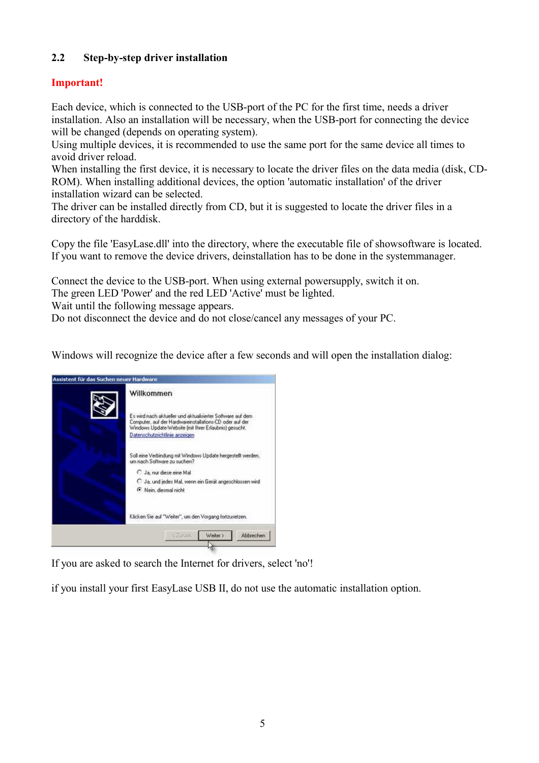## 2.2 Step-by-step driver installation

**Important!**

Each device, which is connected to the USB-port of the PC for the first time, needs a driver installation. Also an installation will be necessary, when the USB-port for connecting the device will be changed (depends on operating system).
Using multiple devices, it is recommended to use the same port for the same device all times to avoid driver reload.
When installing the first device, it is necessary to locate the driver files on the data media (disk, CD-ROM). When installing additional devices, the option 'automatic installation' of the driver installation wizard can be selected.
The driver can be installed directly from CD, but it is suggested to locate the driver files in a directory of the harddisk.

Copy the file 'EasyLase.dll' into the directory, where the executable file of showsoftware is located.
If you want to remove the device drivers, deinstallation has to be done in the systemmanager.

Connect the device to the USB-port. When using external powersupply, switch it on.
The green LED 'Power' and the red LED 'Active' must be lighted.
Wait until the following message appears.
Do not disconnect the device and do not close/cancel any messages of your PC.

Windows will recognize the device after a few seconds and will open the installation dialog:

If you are asked to search the Internet for drivers, select 'no'!

if you install your first EasyLase USB II, do not use the automatic installation option.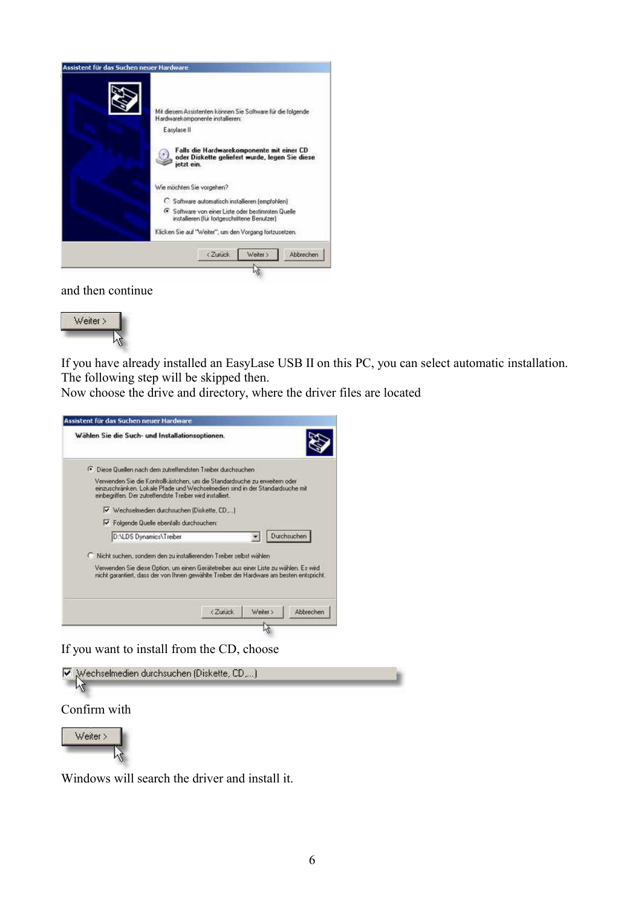and then continue

If you have already installed an EasyLase USB II on this PC, you can select automatic installation. The following step will be skipped then.
Now choose the drive and directory, where the driver files are located

If you want to install from the CD, choose

Confirm with

Windows will search the driver and install it.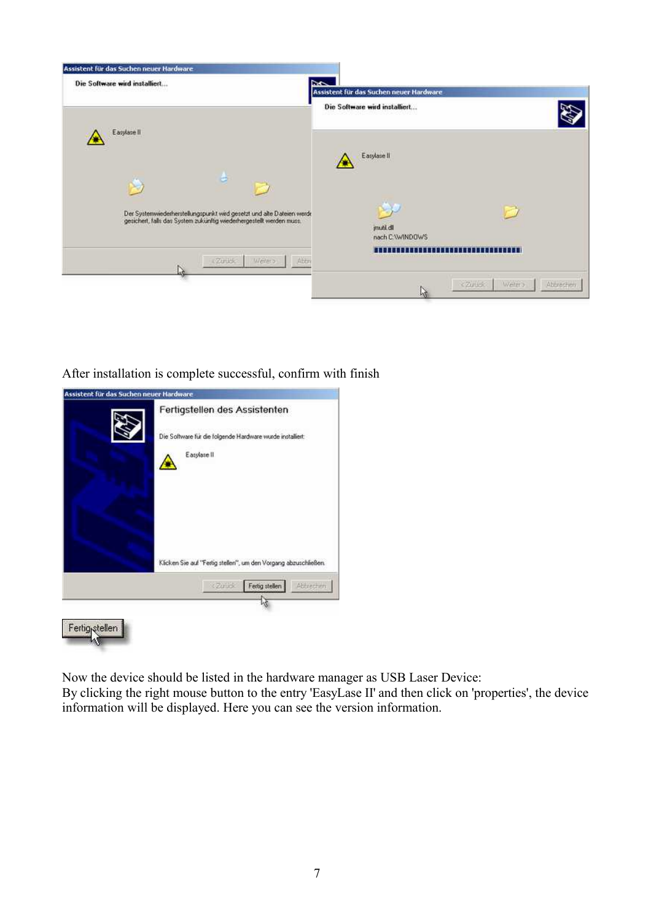After installation is complete successful, confirm with finish

Now the device should be listed in the hardware manager as USB Laser Device:
By clicking the right mouse button to the entry 'EasyLase II' and then click on 'properties', the device information will be displayed. Here you can see the version information.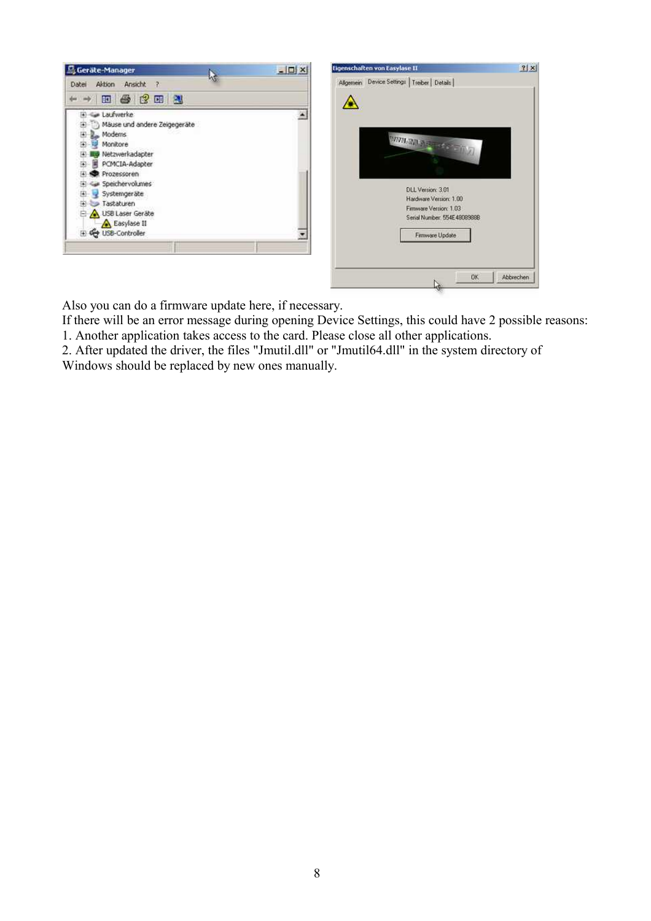Also you can do a firmware update here, if necessary.
If there will be an error message during opening Device Settings, this could have 2 possible reasons:
1. Another application takes access to the card. Please close all other applications.
2. After updated the driver, the files "Jmutil.dll" or "Jmutil64.dll" in the system directory of Windows should be replaced by new ones manually.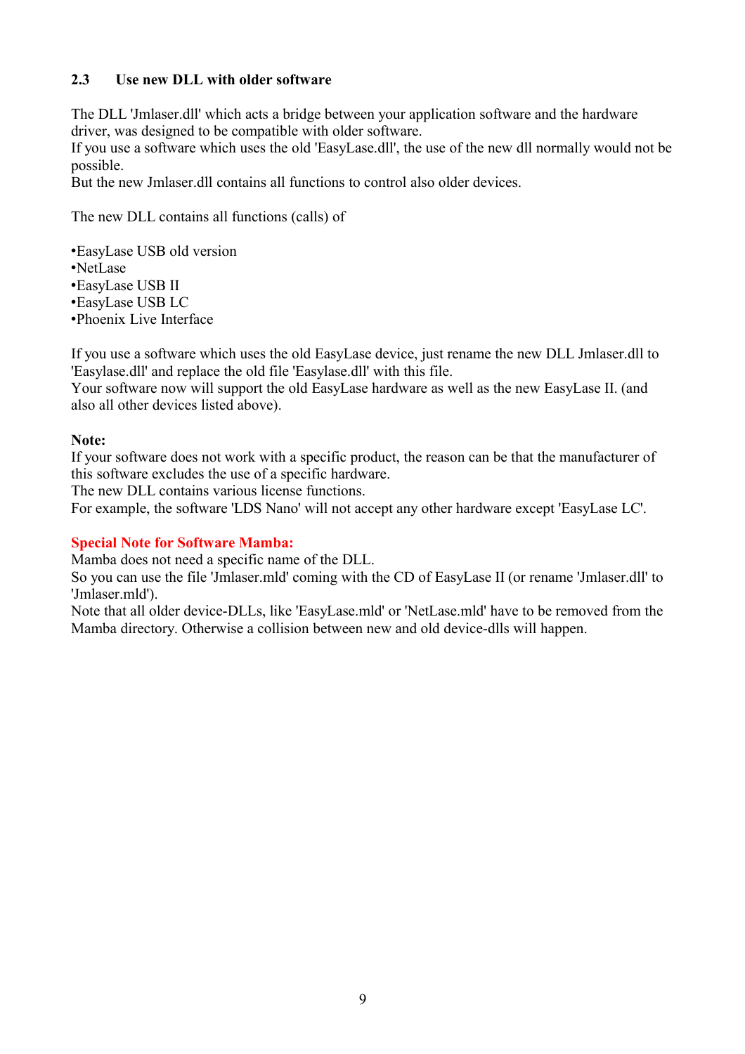### 2.3 Use new DLL with older software

The DLL 'Jmlaser.dll' which acts a bridge between your application software and the hardware driver, was designed to be compatible with older software.
If you use a software which uses the old 'EasyLase.dll', the use of the new dll normally would not be possible.
But the new Jmlaser.dll contains all functions to control also older devices.

The new DLL contains all functions (calls) of

- EasyLase USB old version
- NetLase
- EasyLase USB II
- EasyLase USB LC
- Phoenix Live Interface

If you use a software which uses the old EasyLase device, just rename the new DLL Jmlaser.dll to 'Easylase.dll' and replace the old file 'Easylase.dll' with this file.
Your software now will support the old EasyLase hardware as well as the new EasyLase II. (and also all other devices listed above).

**Note:**
If your software does not work with a specific product, the reason can be that the manufacturer of this software excludes the use of a specific hardware.
The new DLL contains various license functions.
For example, the software 'LDS Nano' will not accept any other hardware except 'EasyLase LC'.

**Special Note for Software Mamba:**
Mamba does not need a specific name of the DLL.
So you can use the file 'Jmlaser.mld' coming with the CD of EasyLase II (or rename 'Jmlaser.dll' to 'Jmlaser.mld').
Note that all older device-DLLs, like 'EasyLase.mld' or 'NetLase.mld' have to be removed from the Mamba directory. Otherwise a collision between new and old device-dlls will happen.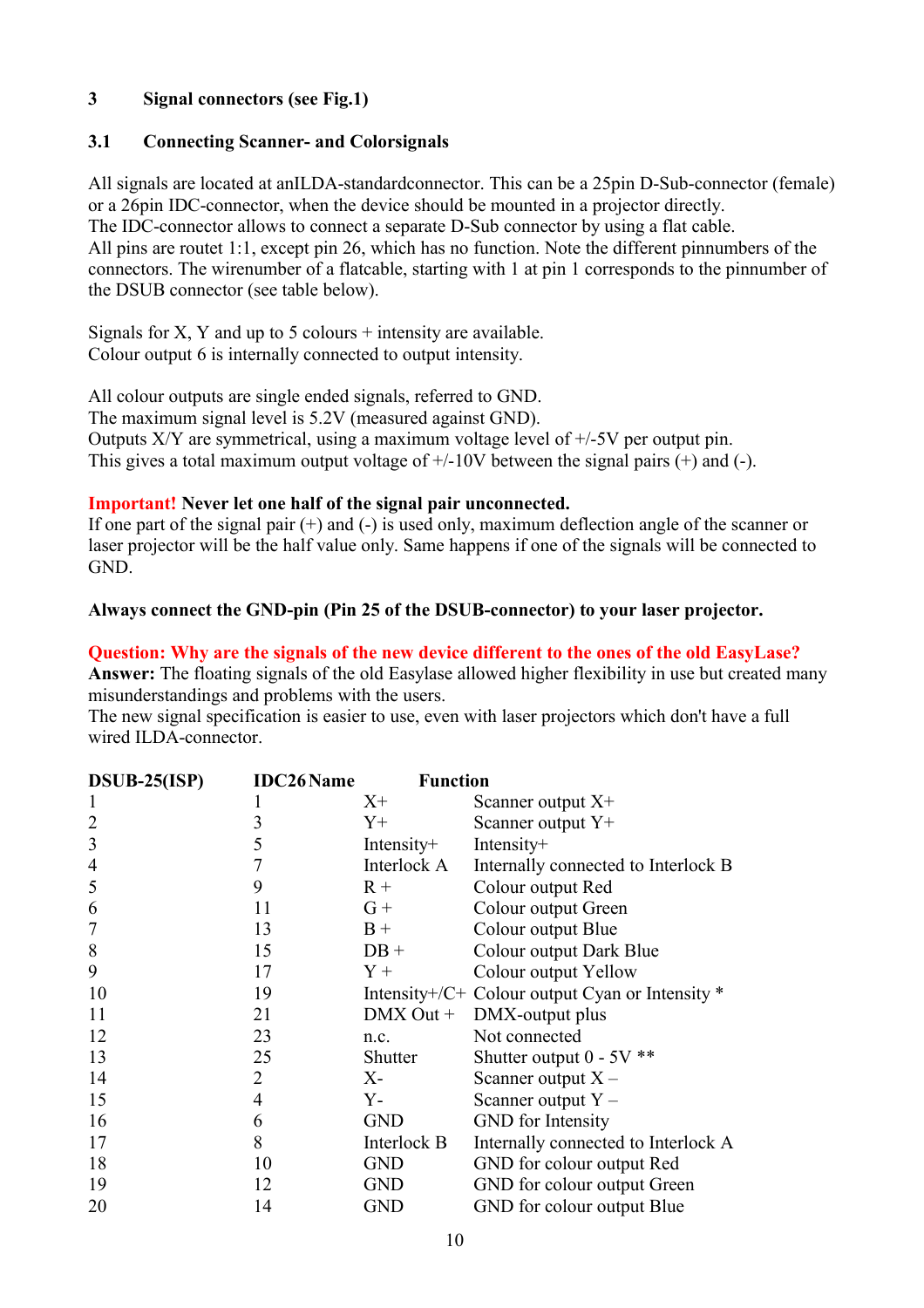# 3 Signal connectors (see Fig.1)

## 3.1 Connecting Scanner- and Colorsignals

All signals are located at anILDA-standardconnector. This can be a 25pin D-Sub-connector (female) or a 26pin IDC-connector, when the device should be mounted in a projector directly.
The IDC-connector allows to connect a separate D-Sub connector by using a flat cable.
All pins are routet 1:1, except pin 26, which has no function. Note the different pinnumbers of the connectors. The wirenumber of a flatcable, starting with 1 at pin 1 corresponds to the pinnumber of the DSUB connector (see table below).

Signals for X, Y and up to 5 colours + intensity are available.
Colour output 6 is internally connected to output intensity.

All colour outputs are single ended signals, referred to GND.
The maximum signal level is 5.2V (measured against GND).
Outputs X/Y are symmetrical, using a maximum voltage level of +/-5V per output pin.
This gives a total maximum output voltage of +/-10V between the signal pairs (+) and (-).

**Important! Never let one half of the signal pair unconnected.**
If one part of the signal pair (+) and (-) is used only, maximum deflection angle of the scanner or laser projector will be the half value only. Same happens if one of the signals will be connected to GND.

**Always connect the GND-pin (Pin 25 of the DSUB-connector) to your laser projector.**

**Question: Why are the signals of the new device different to the ones of the old EasyLase?**
**Answer:** The floating signals of the old Easylase allowed higher flexibility in use but created many misunderstandings and problems with the users.
The new signal specification is easier to use, even with laser projectors which don't have a full wired ILDA-connector.

| DSUB-25(ISP) | IDC26 | Name | Function |
|---|---|---|---|
| 1 | 1 | X+ | Scanner output X+ |
| 2 | 3 | Y+ | Scanner output Y+ |
| 3 | 5 | Intensity+ | Intensity+ |
| 4 | 7 | Interlock A | Internally connected to Interlock B |
| 5 | 9 | R + | Colour output Red |
| 6 | 11 | G + | Colour output Green |
| 7 | 13 | B + | Colour output Blue |
| 8 | 15 | DB + | Colour output Dark Blue |
| 9 | 17 | Y + | Colour output Yellow |
| 10 | 19 | Intensity+/C+ | Colour output Cyan or Intensity * |
| 11 | 21 | DMX Out + | DMX-output plus |
| 12 | 23 | n.c. | Not connected |
| 13 | 25 | Shutter | Shutter output 0 - 5V ** |
| 14 | 2 | X- | Scanner output X – |
| 15 | 4 | Y- | Scanner output Y – |
| 16 | 6 | GND | GND for Intensity |
| 17 | 8 | Interlock B | Internally connected to Interlock A |
| 18 | 10 | GND | GND for colour output Red |
| 19 | 12 | GND | GND for colour output Green |
| 20 | 14 | GND | GND for colour output Blue |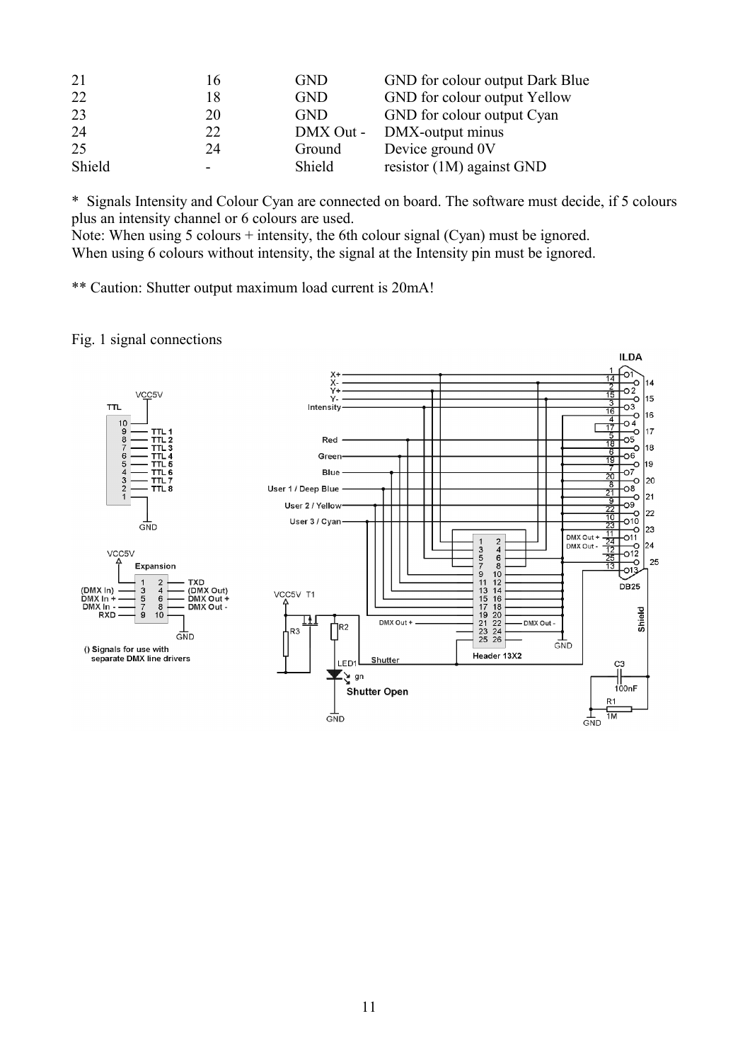| | | | |
|---|---|---|---|
| 21 | 16 | GND | GND for colour output Dark Blue |
| 22 | 18 | GND | GND for colour output Yellow |
| 23 | 20 | GND | GND for colour output Cyan |
| 24 | 22 | DMX Out - | DMX-output minus |
| 25 | 24 | Ground | Device ground 0V |
| Shield | - | Shield | resistor (1M) against GND |

* Signals Intensity and Colour Cyan are connected on board. The software must decide, if 5 colours plus an intensity channel or 6 colours are used.
Note: When using 5 colours + intensity, the 6th colour signal (Cyan) must be ignored.
When using 6 colours without intensity, the signal at the Intensity pin must be ignored.

** Caution: Shutter output maximum load current is 20mA!

Fig. 1 signal connections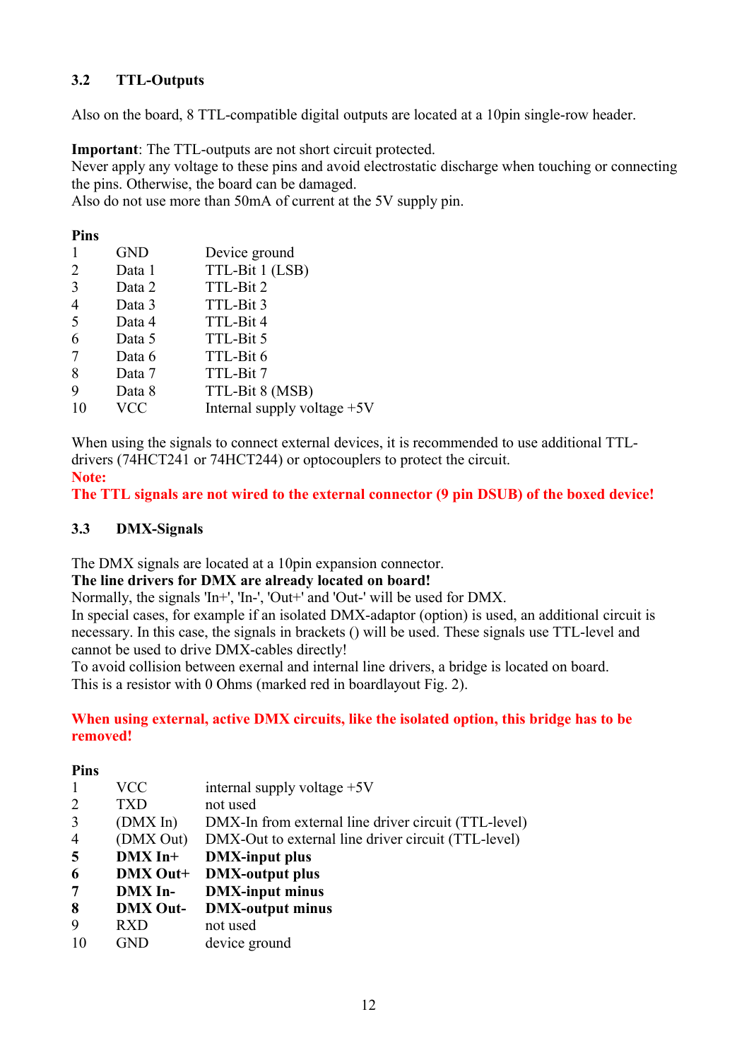## 3.2 TTL-Outputs

Also on the board, 8 TTL-compatible digital outputs are located at a 10pin single-row header.

**Important**: The TTL-outputs are not short circuit protected.
Never apply any voltage to these pins and avoid electrostatic discharge when touching or connecting the pins. Otherwise, the board can be damaged.
Also do not use more than 50mA of current at the 5V supply pin.

**Pins**

| | | |
|---|---|---|
| 1 | GND | Device ground |
| 2 | Data 1 | TTL-Bit 1 (LSB) |
| 3 | Data 2 | TTL-Bit 2 |
| 4 | Data 3 | TTL-Bit 3 |
| 5 | Data 4 | TTL-Bit 4 |
| 6 | Data 5 | TTL-Bit 5 |
| 7 | Data 6 | TTL-Bit 6 |
| 8 | Data 7 | TTL-Bit 7 |
| 9 | Data 8 | TTL-Bit 8 (MSB) |
| 10 | VCC | Internal supply voltage +5V |

When using the signals to connect external devices, it is recommended to use additional TTL-drivers (74HCT241 or 74HCT244) or optocouplers to protect the circuit.
**Note:**
**The TTL signals are not wired to the external connector (9 pin DSUB) of the boxed device!**

## 3.3 DMX-Signals

The DMX signals are located at a 10pin expansion connector.
**The line drivers for DMX are already located on board!**
Normally, the signals 'In+', 'In-', 'Out+' and 'Out-' will be used for DMX.
In special cases, for example if an isolated DMX-adaptor (option) is used, an additional circuit is necessary. In this case, the signals in brackets () will be used. These signals use TTL-level and cannot be used to drive DMX-cables directly!
To avoid collision between exernal and internal line drivers, a bridge is located on board.
This is a resistor with 0 Ohms (marked red in boardlayout Fig. 2).

**When using external, active DMX circuits, like the isolated option, this bridge has to be removed!**

**Pins**

| | | |
|---|---|---|
| 1 | VCC | internal supply voltage +5V |
| 2 | TXD | not used |
| 3 | (DMX In) | DMX-In from external line driver circuit (TTL-level) |
| 4 | (DMX Out) | DMX-Out to external line driver circuit (TTL-level) |
| **5** | **DMX In+** | **DMX-input plus** |
| **6** | **DMX Out+** | **DMX-output plus** |
| **7** | **DMX In-** | **DMX-input minus** |
| **8** | **DMX Out-** | **DMX-output minus** |
| 9 | RXD | not used |
| 10 | GND | device ground |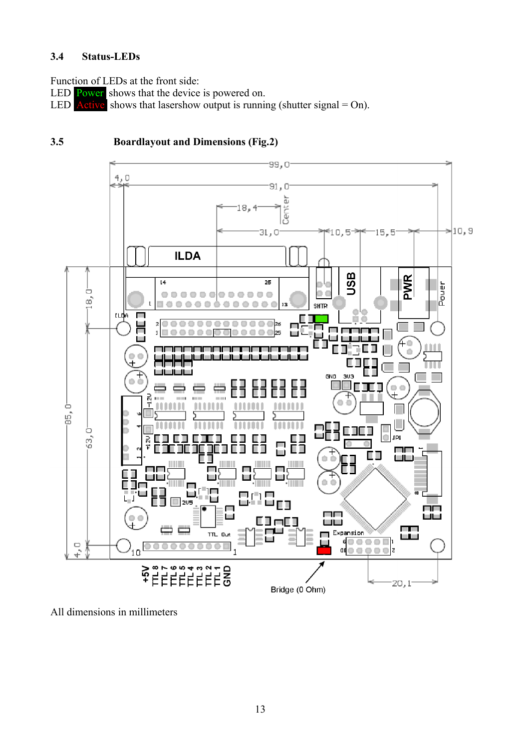### 3.4 Status-LEDs

Function of LEDs at the front side:
LED Power shows that the device is powered on.
LED Active shows that lasershow output is running (shutter signal = On).

### 3.5 Boardlayout and Dimensions (Fig.2)

All dimensions in millimeters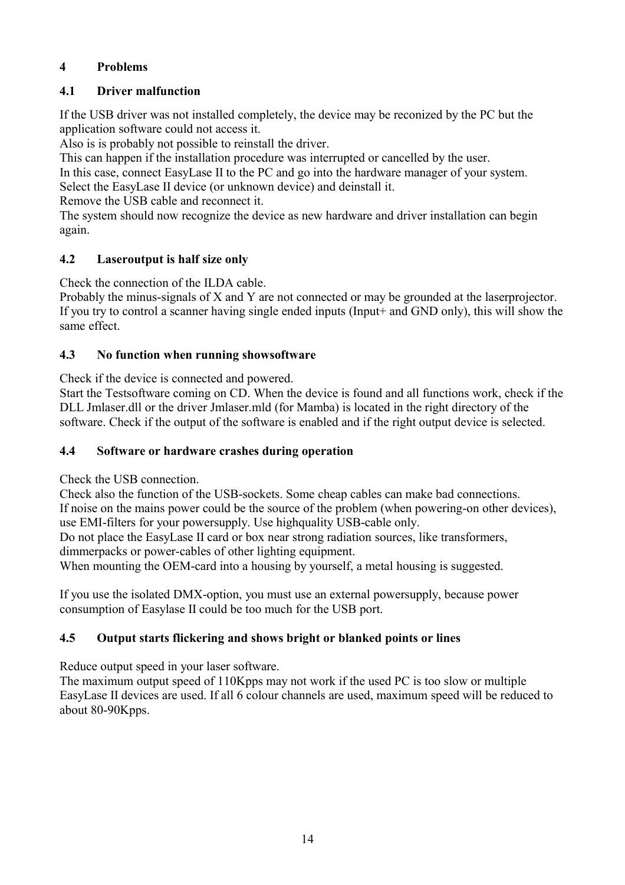# 4 Problems

## 4.1 Driver malfunction

If the USB driver was not installed completely, the device may be reconized by the PC but the application software could not access it.
Also is is probably not possible to reinstall the driver.
This can happen if the installation procedure was interrupted or cancelled by the user.
In this case, connect EasyLase II to the PC and go into the hardware manager of your system.
Select the EasyLase II device (or unknown device) and deinstall it.
Remove the USB cable and reconnect it.
The system should now recognize the device as new hardware and driver installation can begin again.

## 4.2 Laseroutput is half size only

Check the connection of the ILDA cable.
Probably the minus-signals of X and Y are not connected or may be grounded at the laserprojector.
If you try to control a scanner having single ended inputs (Input+ and GND only), this will show the same effect.

## 4.3 No function when running showsoftware

Check if the device is connected and powered.
Start the Testsoftware coming on CD. When the device is found and all functions work, check if the DLL Jmlaser.dll or the driver Jmlaser.mld (for Mamba) is located in the right directory of the software. Check if the output of the software is enabled and if the right output device is selected.

## 4.4 Software or hardware crashes during operation

Check the USB connection.
Check also the function of the USB-sockets. Some cheap cables can make bad connections.
If noise on the mains power could be the source of the problem (when powering-on other devices), use EMI-filters for your powersupply. Use highquality USB-cable only.
Do not place the EasyLase II card or box near strong radiation sources, like transformers, dimmerpacks or power-cables of other lighting equipment.
When mounting the OEM-card into a housing by yourself, a metal housing is suggested.

If you use the isolated DMX-option, you must use an external powersupply, because power consumption of Easylase II could be too much for the USB port.

## 4.5 Output starts flickering and shows bright or blanked points or lines

Reduce output speed in your laser software.
The maximum output speed of 110Kpps may not work if the used PC is too slow or multiple EasyLase II devices are used. If all 6 colour channels are used, maximum speed will be reduced to about 80-90Kpps.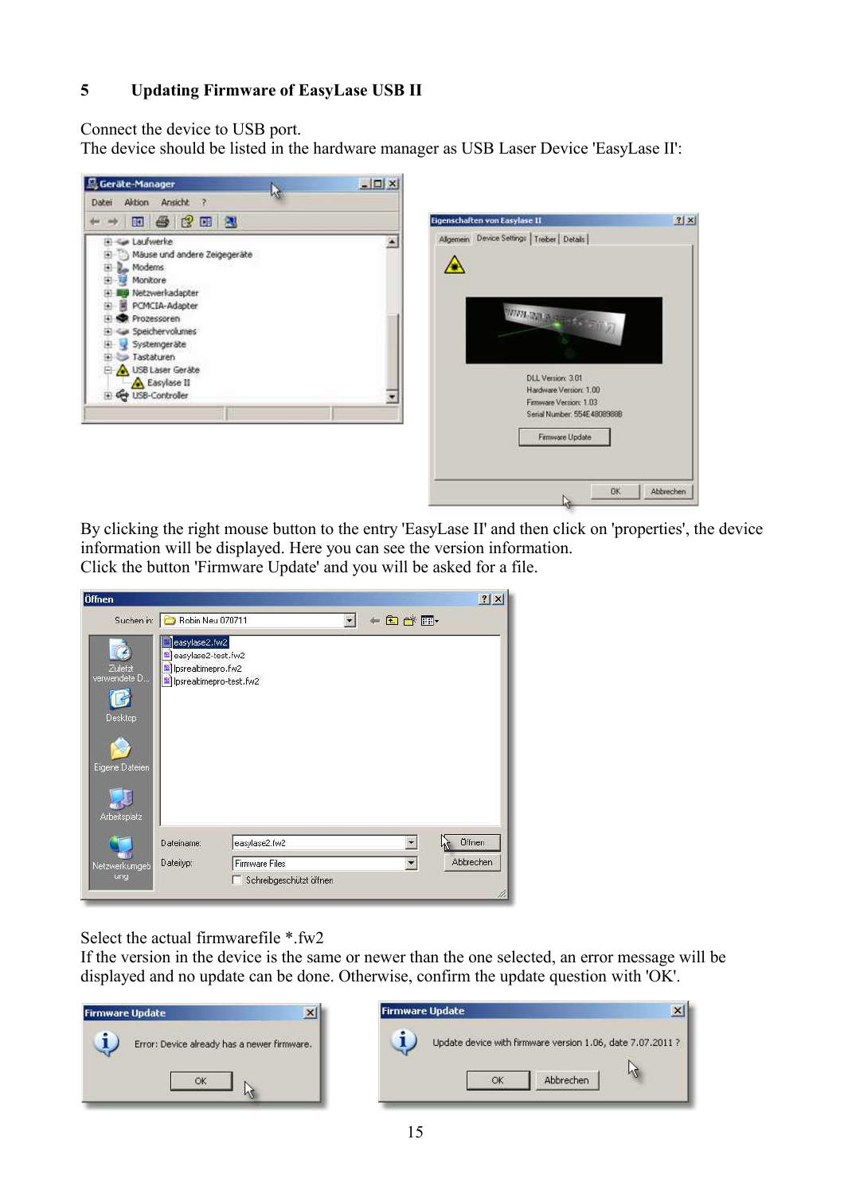# 5 Updating Firmware of EasyLase USB II

Connect the device to USB port.
The device should be listed in the hardware manager as USB Laser Device 'EasyLase II':

By clicking the right mouse button to the entry 'EasyLase II' and then click on 'properties', the device information will be displayed. Here you can see the version information.
Click the button 'Firmware Update' and you will be asked for a file.

Select the actual firmwarefile *.fw2
If the version in the device is the same or newer than the one selected, an error message will be displayed and no update can be done. Otherwise, confirm the update question with 'OK'.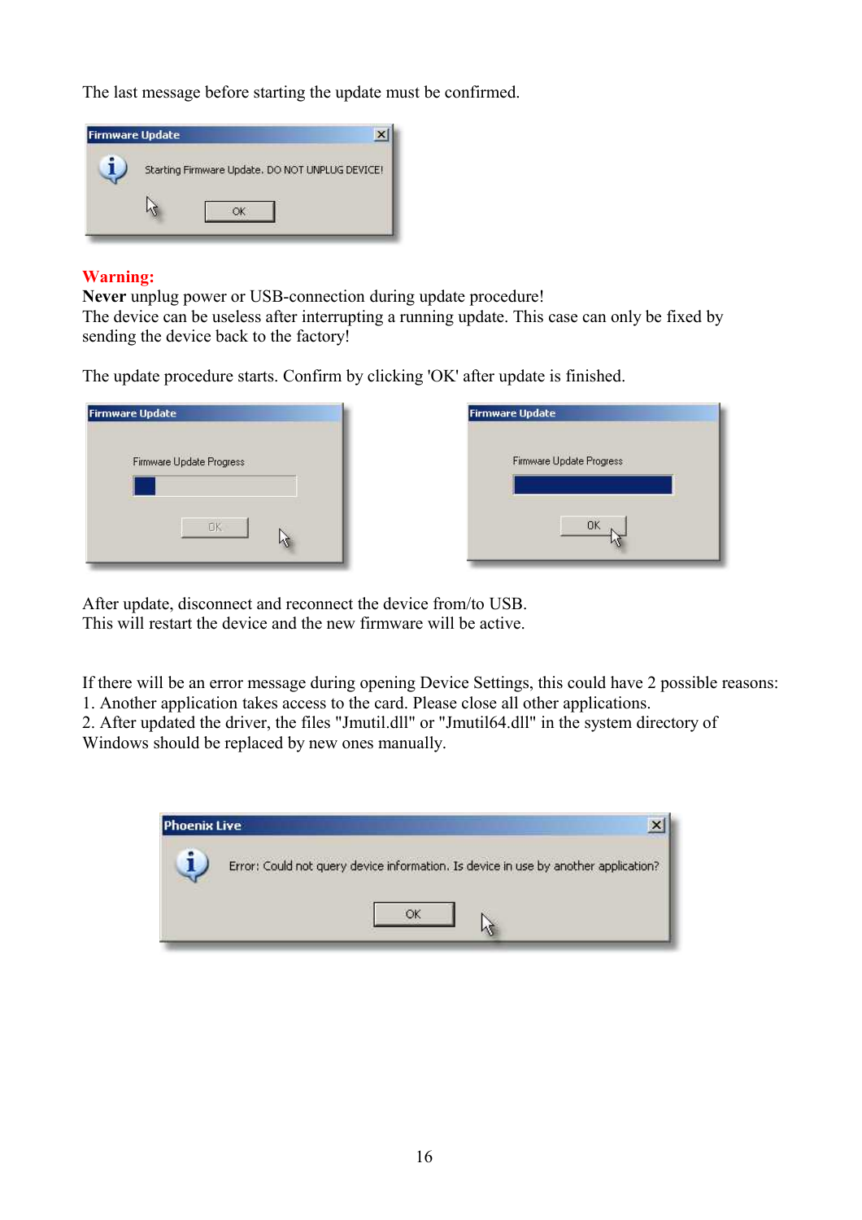The last message before starting the update must be confirmed.

**Warning:**

**Never** unplug power or USB-connection during update procedure!

The device can be useless after interrupting a running update. This case can only be fixed by sending the device back to the factory!

The update procedure starts. Confirm by clicking 'OK' after update is finished.

After update, disconnect and reconnect the device from/to USB.

This will restart the device and the new firmware will be active.

If there will be an error message during opening Device Settings, this could have 2 possible reasons:

1. Another application takes access to the card. Please close all other applications.
2. After updated the driver, the files "Jmutil.dll" or "Jmutil64.dll" in the system directory of Windows should be replaced by new ones manually.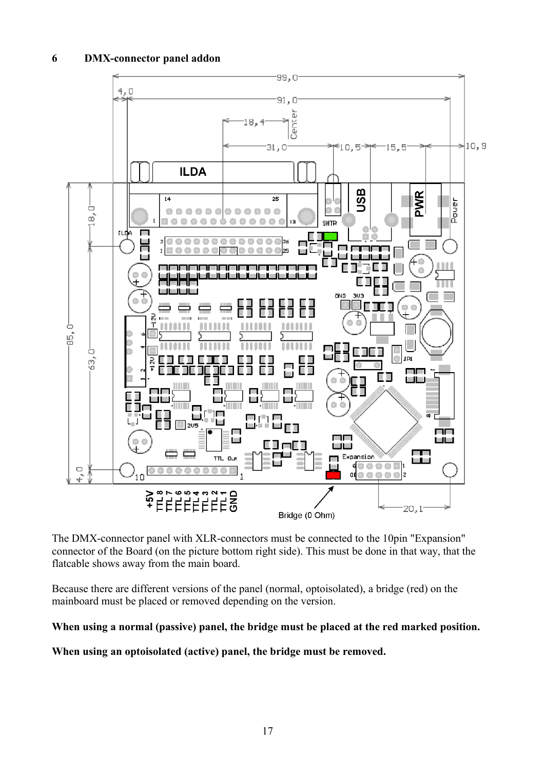## 6 DMX-connector panel addon

The DMX-connector panel with XLR-connectors must be connected to the 10pin "Expansion" connector of the Board (on the picture bottom right side). This must be done in that way, that the flatcable shows away from the main board.

Because there are different versions of the panel (normal, optoisolated), a bridge (red) on the mainboard must be placed or removed depending on the version.

**When using a normal (passive) panel, the bridge must be placed at the red marked position.**

**When using an optoisolated (active) panel, the bridge must be removed.**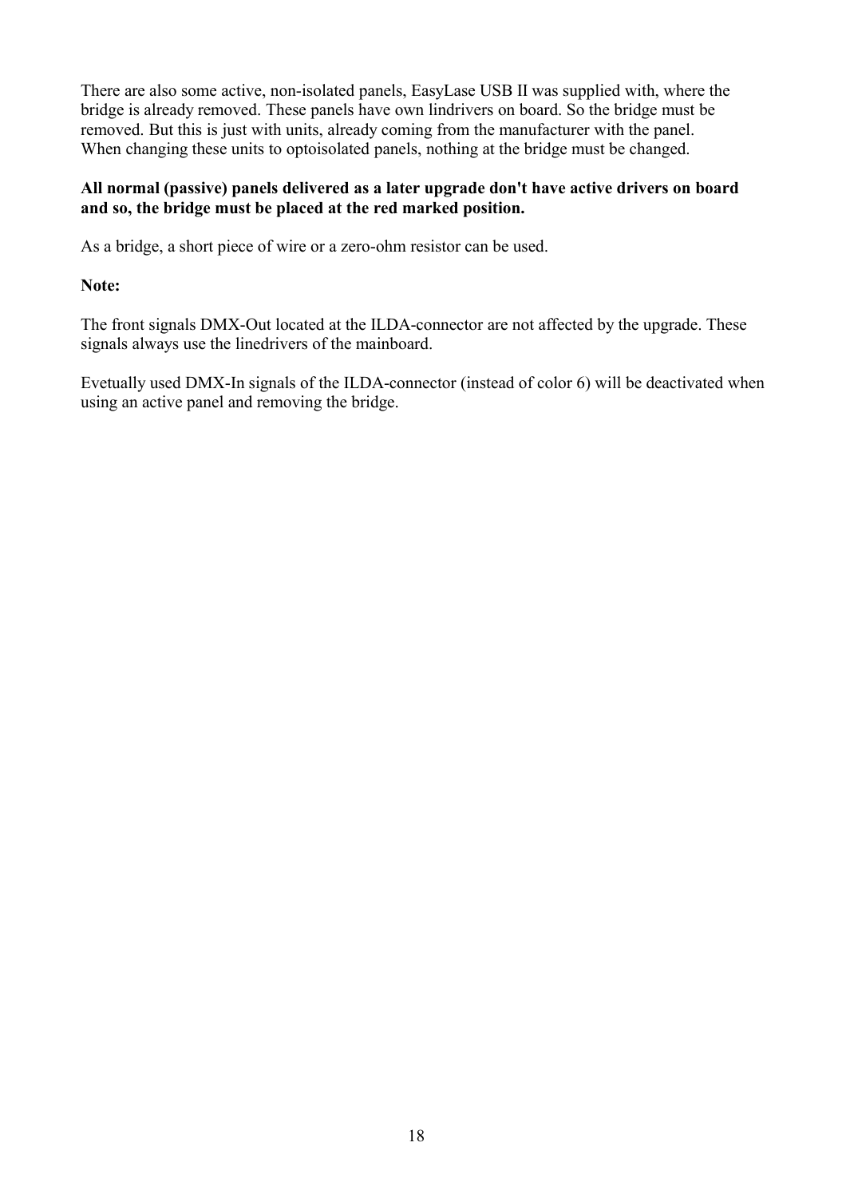There are also some active, non-isolated panels, EasyLase USB II was supplied with, where the bridge is already removed. These panels have own lindrivers on board. So the bridge must be removed. But this is just with units, already coming from the manufacturer with the panel. When changing these units to optoisolated panels, nothing at the bridge must be changed.

**All normal (passive) panels delivered as a later upgrade don't have active drivers on board and so, the bridge must be placed at the red marked position.**

As a bridge, a short piece of wire or a zero-ohm resistor can be used.

**Note:**

The front signals DMX-Out located at the ILDA-connector are not affected by the upgrade. These signals always use the linedrivers of the mainboard.

Evetually used DMX-In signals of the ILDA-connector (instead of color 6) will be deactivated when using an active panel and removing the bridge.